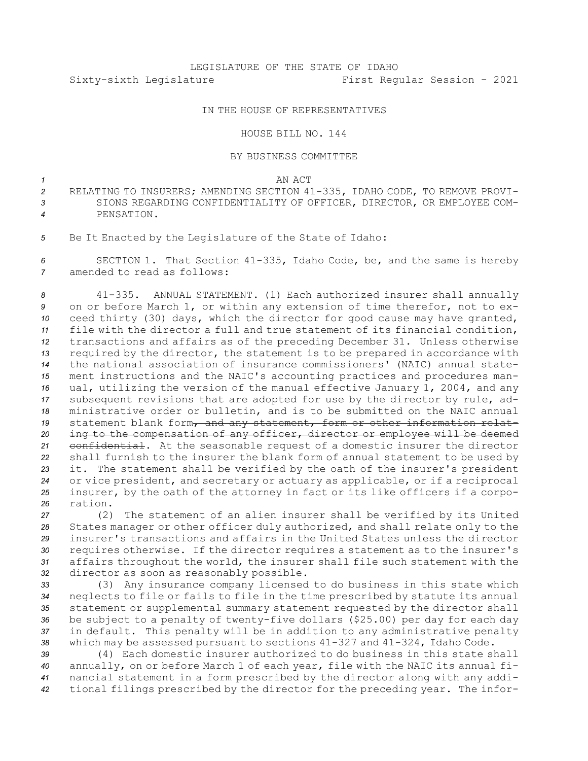LEGISLATURE OF THE STATE OF IDAHO

Sixty-sixth Legislature First Regular Session - 2021

IN THE HOUSE OF REPRESENTATIVES

HOUSE BILL NO. 144

BY BUSINESS COMMITTEE

AN ACT

RELATING TO INSURERS; AMENDING SECTION 41-335, IDAHO CODE, TO REMOVE PROVISIONS REGARDING CONFIDENTIALITY OF OFFICER, DIRECTOR, OR EMPLOYEE COMPENSATION.

Be It Enacted by the Legislature of the State of Idaho:

SECTION 1. That Section 41-335, Idaho Code, be, and the same is hereby amended to read as follows:

41-335. ANNUAL STATEMENT. (1) Each authorized insurer shall annually on or before March 1, or within any extension of time therefor, not to exceed thirty (30) days, which the director for good cause may have granted, file with the director a full and true statement of its financial condition, transactions and affairs as of the preceding December 31. Unless otherwise required by the director, the statement is to be prepared in accordance with the national association of insurance commissioners' (NAIC) annual statement instructions and the NAIC's accounting practices and procedures manual, utilizing the version of the manual effective January 1, 2004, and any subsequent revisions that are adopted for use by the director by rule, administrative order or bulletin, and is to be submitted on the NAIC annual statement blank form~~, and any statement, form or other information relating to the compensation of any officer, director or employee will be deemed confidential~~. At the seasonable request of a domestic insurer the director shall furnish to the insurer the blank form of annual statement to be used by it. The statement shall be verified by the oath of the insurer's president or vice president, and secretary or actuary as applicable, or if a reciprocal insurer, by the oath of the attorney in fact or its like officers if a corporation.

(2) The statement of an alien insurer shall be verified by its United States manager or other officer duly authorized, and shall relate only to the insurer's transactions and affairs in the United States unless the director requires otherwise. If the director requires a statement as to the insurer's affairs throughout the world, the insurer shall file such statement with the director as soon as reasonably possible.

(3) Any insurance company licensed to do business in this state which neglects to file or fails to file in the time prescribed by statute its annual statement or supplemental summary statement requested by the director shall be subject to a penalty of twenty-five dollars ($25.00) per day for each day in default. This penalty will be in addition to any administrative penalty which may be assessed pursuant to sections 41-327 and 41-324, Idaho Code.

(4) Each domestic insurer authorized to do business in this state shall annually, on or before March 1 of each year, file with the NAIC its annual financial statement in a form prescribed by the director along with any additional filings prescribed by the director for the preceding year. The infor-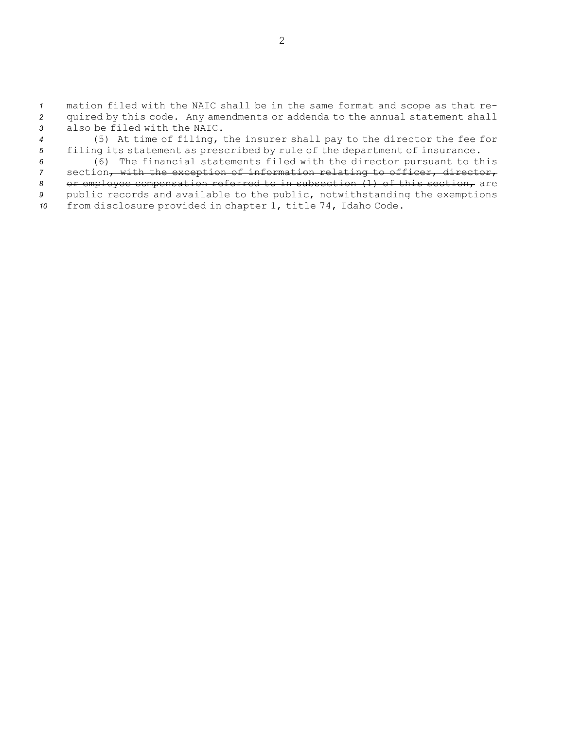mation filed with the NAIC shall be in the same format and scope as that required by this code. Any amendments or addenda to the annual statement shall also be filed with the NAIC.

(5) At time of filing, the insurer shall pay to the director the fee for filing its statement as prescribed by rule of the department of insurance.

(6) The financial statements filed with the director pursuant to this section~~, with the exception of information relating to officer, director, or employee compensation referred to in subsection (1) of this section,~~ are public records and available to the public, notwithstanding the exemptions from disclosure provided in chapter 1, title 74, Idaho Code.